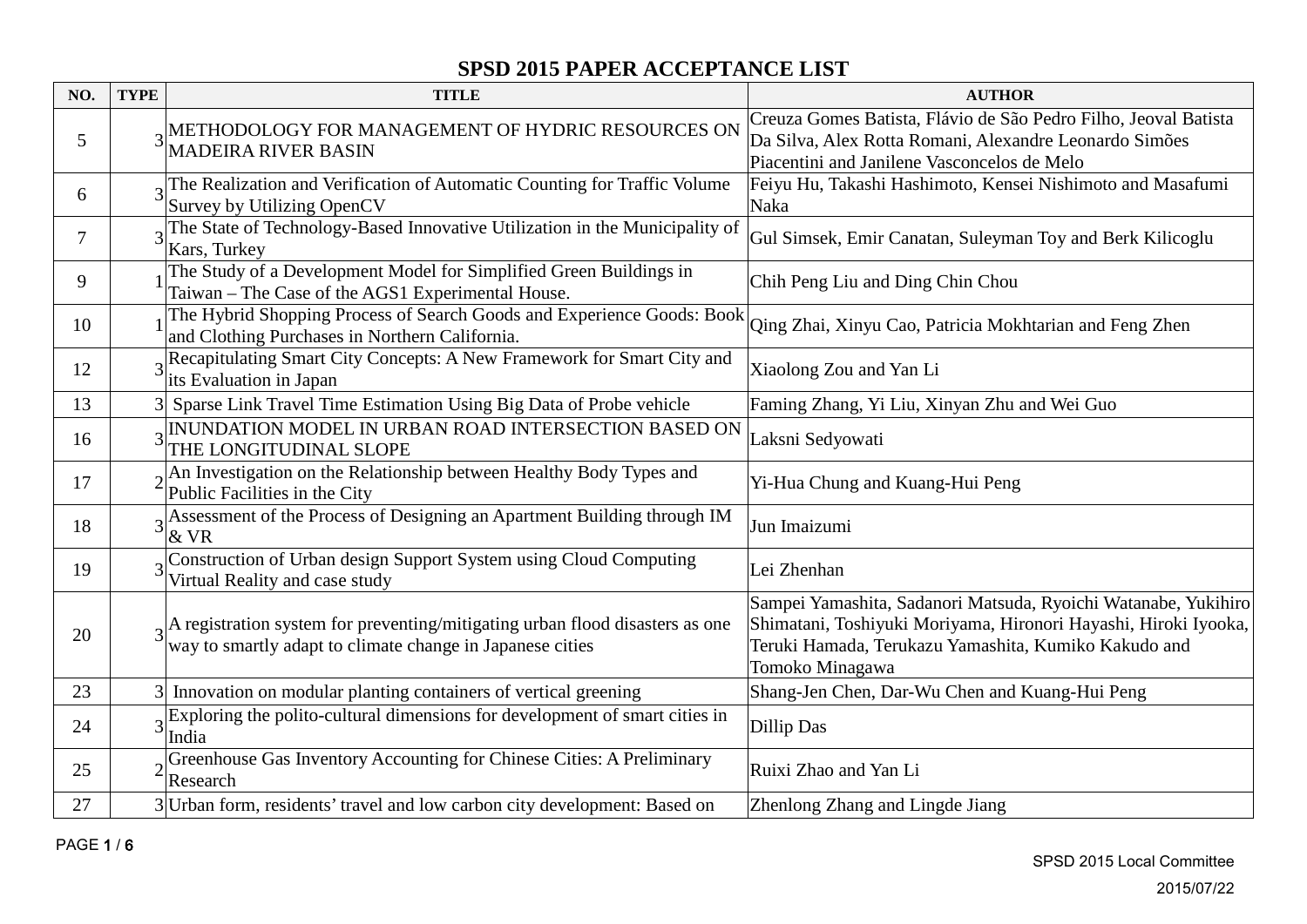# SPSD 2015 PAPER ACCEPTANCE LIST

| NO. | TYPE | TITLE | AUTHOR |
|---|---|---|---|
| 5 | 3 | METHODOLOGY FOR MANAGEMENT OF HYDRIC RESOURCES ON MADEIRA RIVER BASIN | Creuza Gomes Batista, Flávio de São Pedro Filho, Jeoval Batista Da Silva, Alex Rotta Romani, Alexandre Leonardo Simões Piacentini and Janilene Vasconcelos de Melo |
| 6 | 3 | The Realization and Verification of Automatic Counting for Traffic Volume Survey by Utilizing OpenCV | Feiyu Hu, Takashi Hashimoto, Kensei Nishimoto and Masafumi Naka |
| 7 | 3 | The State of Technology-Based Innovative Utilization in the Municipality of Kars, Turkey | Gul Simsek, Emir Canatan, Suleyman Toy and Berk Kilicoglu |
| 9 | 1 | The Study of a Development Model for Simplified Green Buildings in Taiwan – The Case of the AGS1 Experimental House. | Chih Peng Liu and Ding Chin Chou |
| 10 | 1 | The Hybrid Shopping Process of Search Goods and Experience Goods: Book and Clothing Purchases in Northern California. | Qing Zhai, Xinyu Cao, Patricia Mokhtarian and Feng Zhen |
| 12 | 3 | Recapitulating Smart City Concepts: A New Framework for Smart City and its Evaluation in Japan | Xiaolong Zou and Yan Li |
| 13 | 3 | Sparse Link Travel Time Estimation Using Big Data of Probe vehicle | Faming Zhang, Yi Liu, Xinyan Zhu and Wei Guo |
| 16 | 3 | INUNDATION MODEL IN URBAN ROAD INTERSECTION BASED ON THE LONGITUDINAL SLOPE | Laksni Sedyowati |
| 17 | 2 | An Investigation on the Relationship between Healthy Body Types and Public Facilities in the City | Yi-Hua Chung and Kuang-Hui Peng |
| 18 | 3 | Assessment of the Process of Designing an Apartment Building through IM & VR | Jun Imaizumi |
| 19 | 3 | Construction of Urban design Support System using Cloud Computing Virtual Reality and case study | Lei Zhenhan |
| 20 | 3 | A registration system for preventing/mitigating urban flood disasters as one way to smartly adapt to climate change in Japanese cities | Sampei Yamashita, Sadanori Matsuda, Ryoichi Watanabe, Yukihiro Shimatani, Toshiyuki Moriyama, Hironori Hayashi, Hiroki Iyooka, Teruki Hamada, Terukazu Yamashita, Kumiko Kakudo and Tomoko Minagawa |
| 23 | 3 | Innovation on modular planting containers of vertical greening | Shang-Jen Chen, Dar-Wu Chen and Kuang-Hui Peng |
| 24 | 3 | Exploring the polito-cultural dimensions for development of smart cities in India | Dillip Das |
| 25 | 2 | Greenhouse Gas Inventory Accounting for Chinese Cities: A Preliminary Research | Ruixi Zhao and Yan Li |
| 27 | 3 | Urban form, residents' travel and low carbon city development: Based on | Zhenlong Zhang and Lingde Jiang |

SPSD 2015 Local Committee

2015/07/22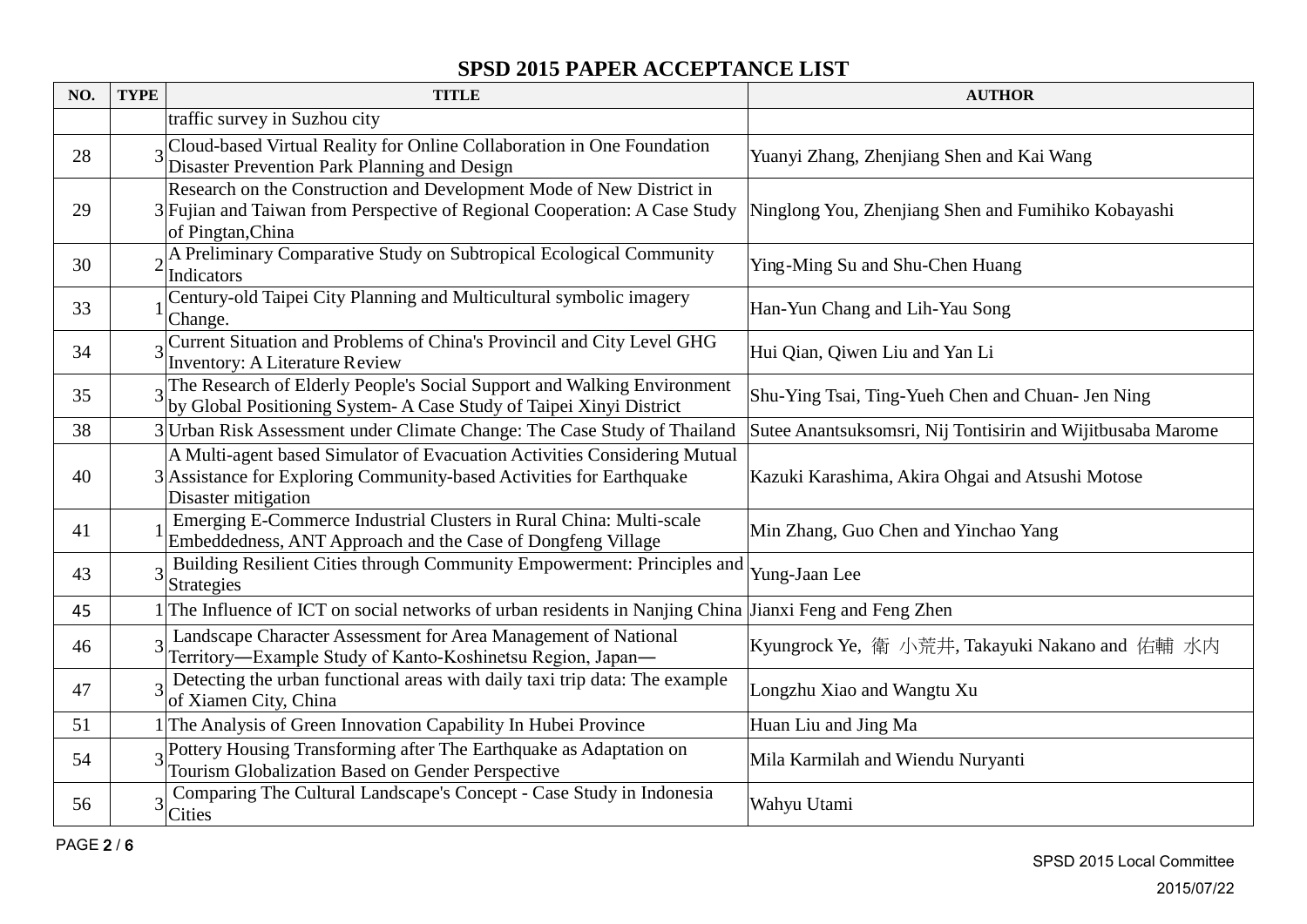# SPSD 2015 PAPER ACCEPTANCE LIST

| NO. | TYPE | TITLE | AUTHOR |
| --- | --- | --- | --- |
| | | traffic survey in Suzhou city | |
| 28 | 3 | Cloud-based Virtual Reality for Online Collaboration in One Foundation Disaster Prevention Park Planning and Design | Yuanyi Zhang, Zhenjiang Shen and Kai Wang |
| 29 | 3 | Research on the Construction and Development Mode of New District in Fujian and Taiwan from Perspective of Regional Cooperation: A Case Study of Pingtan,China | Ninglong You, Zhenjiang Shen and Fumihiko Kobayashi |
| 30 | 2 | A Preliminary Comparative Study on Subtropical Ecological Community Indicators | Ying-Ming Su and Shu-Chen Huang |
| 33 | 1 | Century-old Taipei City Planning and Multicultural symbolic imagery Change. | Han-Yun Chang and Lih-Yau Song |
| 34 | 3 | Current Situation and Problems of China's Provincil and City Level GHG Inventory: A Literature Review | Hui Qian, Qiwen Liu and Yan Li |
| 35 | 3 | The Research of Elderly People's Social Support and Walking Environment by Global Positioning System- A Case Study of Taipei Xinyi District | Shu-Ying Tsai, Ting-Yueh Chen and Chuan- Jen Ning |
| 38 | 3 | Urban Risk Assessment under Climate Change: The Case Study of Thailand | Sutee Anantsuksomsri, Nij Tontisirin and Wijitbusaba Marome |
| 40 | 3 | A Multi-agent based Simulator of Evacuation Activities Considering Mutual Assistance for Exploring Community-based Activities for Earthquake Disaster mitigation | Kazuki Karashima, Akira Ohgai and Atsushi Motose |
| 41 | 1 | Emerging E-Commerce Industrial Clusters in Rural China: Multi-scale Embeddedness, ANT Approach and the Case of Dongfeng Village | Min Zhang, Guo Chen and Yinchao Yang |
| 43 | 3 | Building Resilient Cities through Community Empowerment: Principles and Strategies | Yung-Jaan Lee |
| 45 | 1 | The Influence of ICT on social networks of urban residents in Nanjing China | Jianxi Feng and Feng Zhen |
| 46 | 3 | Landscape Character Assessment for Area Management of National Territory―Example Study of Kanto-Koshinetsu Region, Japan― | Kyungrock Ye, 衛 小荒井, Takayuki Nakano and 佑輔 水内 |
| 47 | 3 | Detecting the urban functional areas with daily taxi trip data: The example of Xiamen City, China | Longzhu Xiao and Wangtu Xu |
| 51 | 1 | The Analysis of Green Innovation Capability In Hubei Province | Huan Liu and Jing Ma |
| 54 | 3 | Pottery Housing Transforming after The Earthquake as Adaptation on Tourism Globalization Based on Gender Perspective | Mila Karmilah and Wiendu Nuryanti |
| 56 | 3 | Comparing The Cultural Landscape's Concept - Case Study in Indonesia Cities | Wahyu Utami |

SPSD 2015 Local Committee

2015/07/22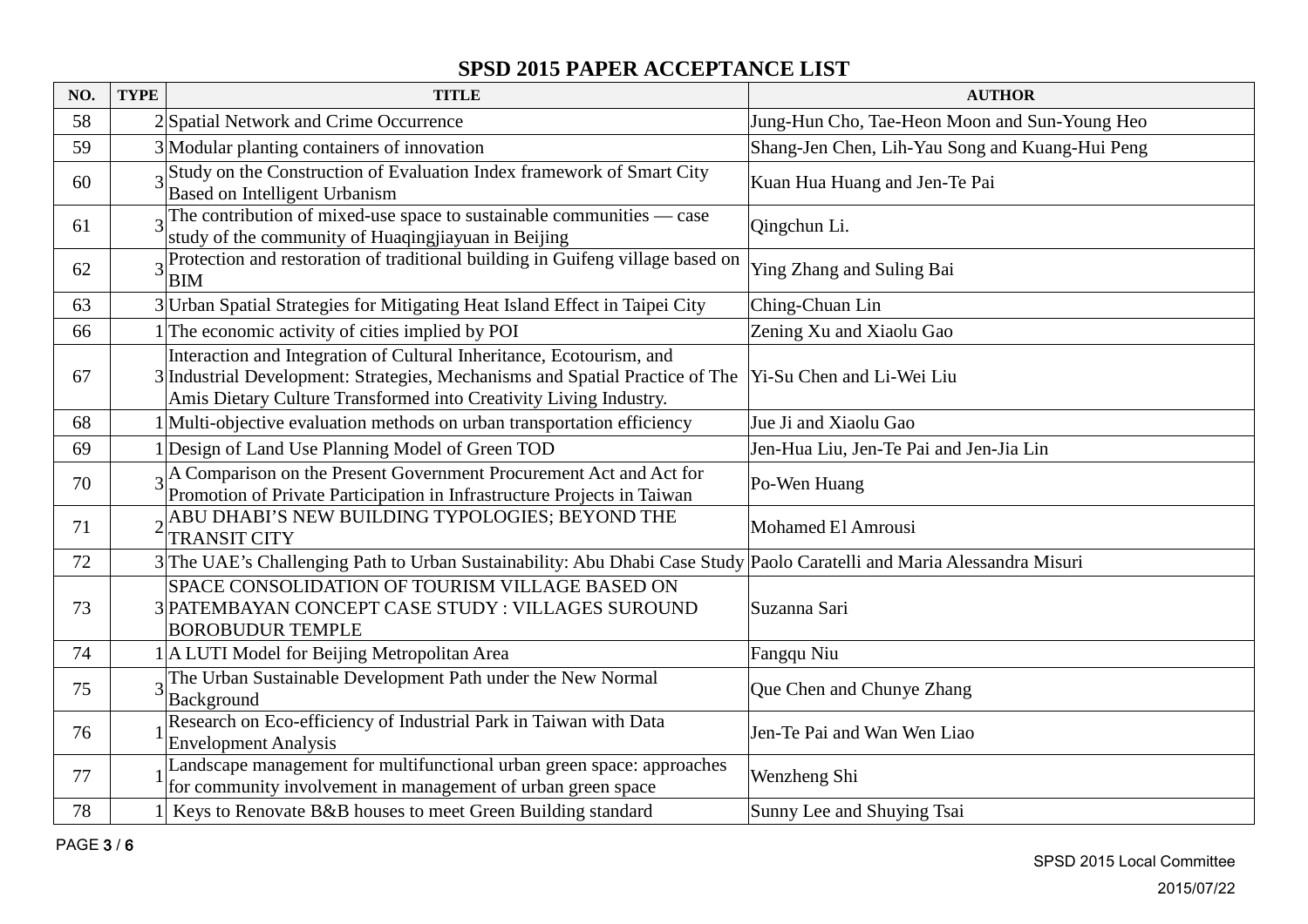# SPSD 2015 PAPER ACCEPTANCE LIST

| NO. | TYPE | TITLE | AUTHOR |
|---|---|---|---|
| 58 | 2 | Spatial Network and Crime Occurrence | Jung-Hun Cho, Tae-Heon Moon and Sun-Young Heo |
| 59 | 3 | Modular planting containers of innovation | Shang-Jen Chen, Lih-Yau Song and Kuang-Hui Peng |
| 60 | 3 | Study on the Construction of Evaluation Index framework of Smart City Based on Intelligent Urbanism | Kuan Hua Huang and Jen-Te Pai |
| 61 | 3 | The contribution of mixed-use space to sustainable communities — case study of the community of Huaqingjiayuan in Beijing | Qingchun Li. |
| 62 | 3 | Protection and restoration of traditional building in Guifeng village based on BIM | Ying Zhang and Suling Bai |
| 63 | 3 | Urban Spatial Strategies for Mitigating Heat Island Effect in Taipei City | Ching-Chuan Lin |
| 66 | 1 | The economic activity of cities implied by POI | Zening Xu and Xiaolu Gao |
| 67 | 3 | Interaction and Integration of Cultural Inheritance, Ecotourism, and Industrial Development: Strategies, Mechanisms and Spatial Practice of The Amis Dietary Culture Transformed into Creativity Living Industry. | Yi-Su Chen and Li-Wei Liu |
| 68 | 1 | Multi-objective evaluation methods on urban transportation efficiency | Jue Ji and Xiaolu Gao |
| 69 | 1 | Design of Land Use Planning Model of Green TOD | Jen-Hua Liu, Jen-Te Pai and Jen-Jia Lin |
| 70 | 3 | A Comparison on the Present Government Procurement Act and Act for Promotion of Private Participation in Infrastructure Projects in Taiwan | Po-Wen Huang |
| 71 | 2 | ABU DHABI'S NEW BUILDING TYPOLOGIES; BEYOND THE TRANSIT CITY | Mohamed El Amrousi |
| 72 | 3 | The UAE's Challenging Path to Urban Sustainability: Abu Dhabi Case Study | Paolo Caratelli and Maria Alessandra Misuri |
| 73 | 3 | SPACE CONSOLIDATION OF TOURISM VILLAGE BASED ON PATEMBAYAN CONCEPT CASE STUDY : VILLAGES SUROUND BOROBUDUR TEMPLE | Suzanna Sari |
| 74 | 1 | A LUTI Model for Beijing Metropolitan Area | Fangqu Niu |
| 75 | 3 | The Urban Sustainable Development Path under the New Normal Background | Que Chen and Chunye Zhang |
| 76 | 1 | Research on Eco-efficiency of Industrial Park in Taiwan with Data Envelopment Analysis | Jen-Te Pai and Wan Wen Liao |
| 77 | 1 | Landscape management for multifunctional urban green space: approaches for community involvement in management of urban green space | Wenzheng Shi |
| 78 | 1 | Keys to Renovate B&B houses to meet Green Building standard | Sunny Lee and Shuying Tsai |

SPSD 2015 Local Committee

2015/07/22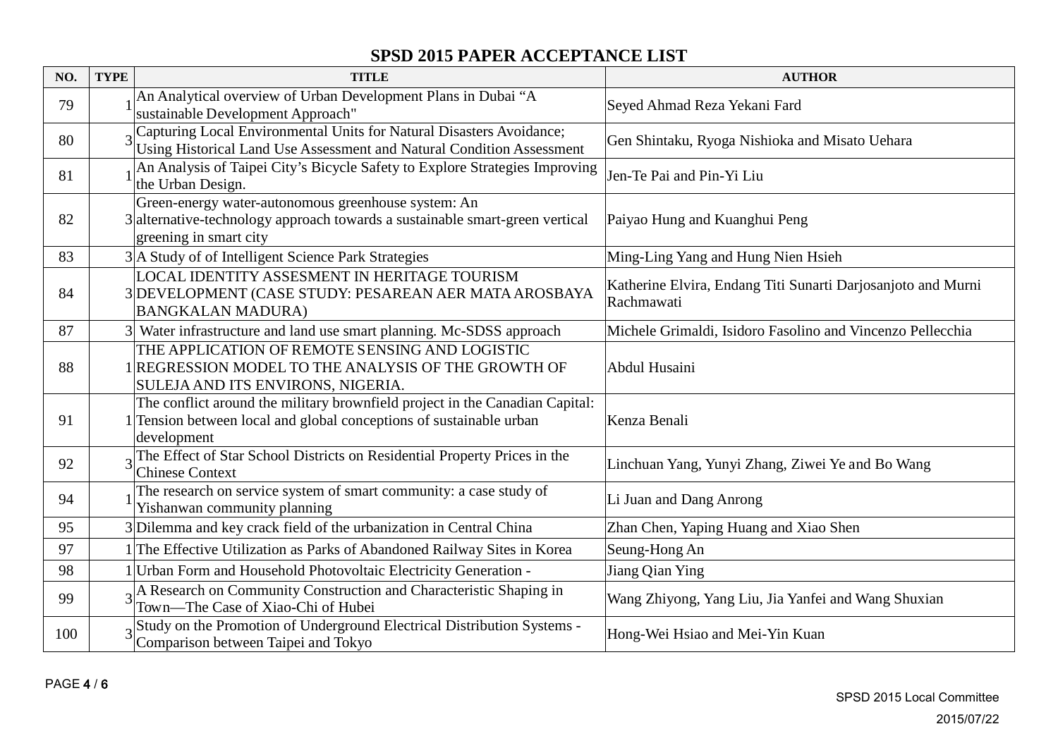## SPSD 2015 PAPER ACCEPTANCE LIST

| NO. | TYPE | TITLE | AUTHOR |
|---|---|---|---|
| 79 | 1 | An Analytical overview of Urban Development Plans in Dubai "A sustainable Development Approach" | Seyed Ahmad Reza Yekani Fard |
| 80 | 3 | Capturing Local Environmental Units for Natural Disasters Avoidance; Using Historical Land Use Assessment and Natural Condition Assessment | Gen Shintaku, Ryoga Nishioka and Misato Uehara |
| 81 | 1 | An Analysis of Taipei City's Bicycle Safety to Explore Strategies Improving the Urban Design. | Jen-Te Pai and Pin-Yi Liu |
| 82 | 3 | Green-energy water-autonomous greenhouse system: An alternative-technology approach towards a sustainable smart-green vertical greening in smart city | Paiyao Hung and Kuanghui Peng |
| 83 | 3 | A Study of of Intelligent Science Park Strategies | Ming-Ling Yang and Hung Nien Hsieh |
| 84 | 3 | LOCAL IDENTITY ASSESMENT IN HERITAGE TOURISM DEVELOPMENT (CASE STUDY: PESAREAN AER MATA AROSBAYA BANGKALAN MADURA) | Katherine Elvira, Endang Titi Sunarti Darjosanjoto and Murni Rachmawati |
| 87 | 3 | Water infrastructure and land use smart planning. Mc-SDSS approach | Michele Grimaldi, Isidoro Fasolino and Vincenzo Pellecchia |
| 88 | 1 | THE APPLICATION OF REMOTE SENSING AND LOGISTIC REGRESSION MODEL TO THE ANALYSIS OF THE GROWTH OF SULEJA AND ITS ENVIRONS, NIGERIA. | Abdul Husaini |
| 91 | 1 | The conflict around the military brownfield project in the Canadian Capital: Tension between local and global conceptions of sustainable urban development | Kenza Benali |
| 92 | 3 | The Effect of Star School Districts on Residential Property Prices in the Chinese Context | Linchuan Yang, Yunyi Zhang, Ziwei Ye and Bo Wang |
| 94 | 1 | The research on service system of smart community: a case study of Yishanwan community planning | Li Juan and Dang Anrong |
| 95 | 3 | Dilemma and key crack field of the urbanization in Central China | Zhan Chen, Yaping Huang and Xiao Shen |
| 97 | 1 | The Effective Utilization as Parks of Abandoned Railway Sites in Korea | Seung-Hong An |
| 98 | 1 | Urban Form and Household Photovoltaic Electricity Generation - | Jiang Qian Ying |
| 99 | 3 | A Research on Community Construction and Characteristic Shaping in Town—The Case of Xiao-Chi of Hubei | Wang Zhiyong, Yang Liu, Jia Yanfei and Wang Shuxian |
| 100 | 3 | Study on the Promotion of Underground Electrical Distribution Systems - Comparison between Taipei and Tokyo | Hong-Wei Hsiao and Mei-Yin Kuan |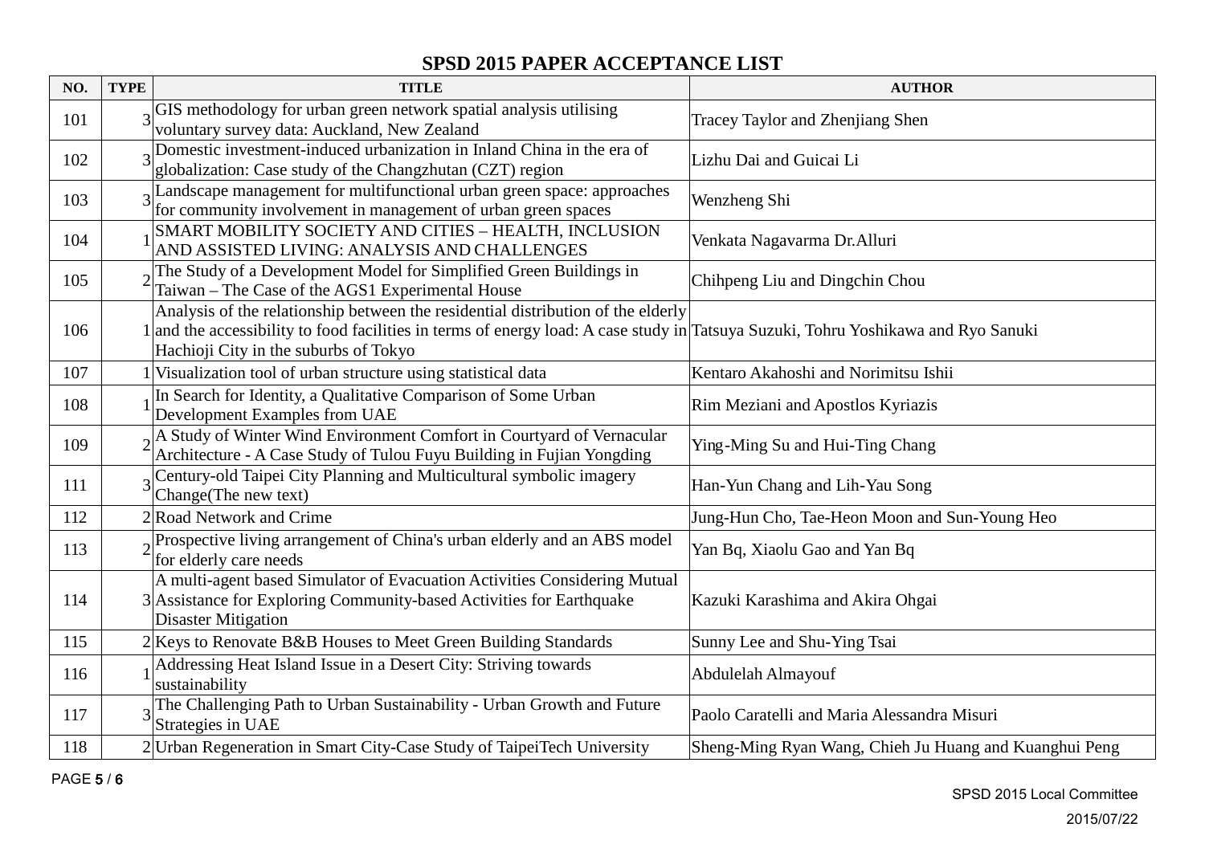# SPSD 2015 PAPER ACCEPTANCE LIST

| NO. | TYPE | TITLE | AUTHOR |
|---|---|---|---|
| 101 | 3 | GIS methodology for urban green network spatial analysis utilising voluntary survey data: Auckland, New Zealand | Tracey Taylor and Zhenjiang Shen |
| 102 | 3 | Domestic investment-induced urbanization in Inland China in the era of globalization: Case study of the Changzhutan (CZT) region | Lizhu Dai and Guicai Li |
| 103 | 3 | Landscape management for multifunctional urban green space: approaches for community involvement in management of urban green spaces | Wenzheng Shi |
| 104 | 1 | SMART MOBILITY SOCIETY AND CITIES – HEALTH, INCLUSION AND ASSISTED LIVING: ANALYSIS AND CHALLENGES | Venkata Nagavarma Dr.Alluri |
| 105 | 2 | The Study of a Development Model for Simplified Green Buildings in Taiwan – The Case of the AGS1 Experimental House | Chihpeng Liu and Dingchin Chou |
| 106 | 1 | Analysis of the relationship between the residential distribution of the elderly and the accessibility to food facilities in terms of energy load: A case study in Hachioji City in the suburbs of Tokyo | Tatsuya Suzuki, Tohru Yoshikawa and Ryo Sanuki |
| 107 | 1 | Visualization tool of urban structure using statistical data | Kentaro Akahoshi and Norimitsu Ishii |
| 108 | 1 | In Search for Identity, a Qualitative Comparison of Some Urban Development Examples from UAE | Rim Meziani and Apostlos Kyriazis |
| 109 | 2 | A Study of Winter Wind Environment Comfort in Courtyard of Vernacular Architecture - A Case Study of Tulou Fuyu Building in Fujian Yongding | Ying-Ming Su and Hui-Ting Chang |
| 111 | 3 | Century-old Taipei City Planning and Multicultural symbolic imagery Change(The new text) | Han-Yun Chang and Lih-Yau Song |
| 112 | 2 | Road Network and Crime | Jung-Hun Cho, Tae-Heon Moon and Sun-Young Heo |
| 113 | 2 | Prospective living arrangement of China's urban elderly and an ABS model for elderly care needs | Yan Bq, Xiaolu Gao and Yan Bq |
| 114 | 3 | A multi-agent based Simulator of Evacuation Activities Considering Mutual Assistance for Exploring Community-based Activities for Earthquake Disaster Mitigation | Kazuki Karashima and Akira Ohgai |
| 115 | 2 | Keys to Renovate B&B Houses to Meet Green Building Standards | Sunny Lee and Shu-Ying Tsai |
| 116 | 1 | Addressing Heat Island Issue in a Desert City: Striving towards sustainability | Abdulelah Almayouf |
| 117 | 3 | The Challenging Path to Urban Sustainability - Urban Growth and Future Strategies in UAE | Paolo Caratelli and Maria Alessandra Misuri |
| 118 | 2 | Urban Regeneration in Smart City-Case Study of TaipeiTech University | Sheng-Ming Ryan Wang, Chieh Ju Huang and Kuanghui Peng |

SPSD 2015 Local Committee

2015/07/22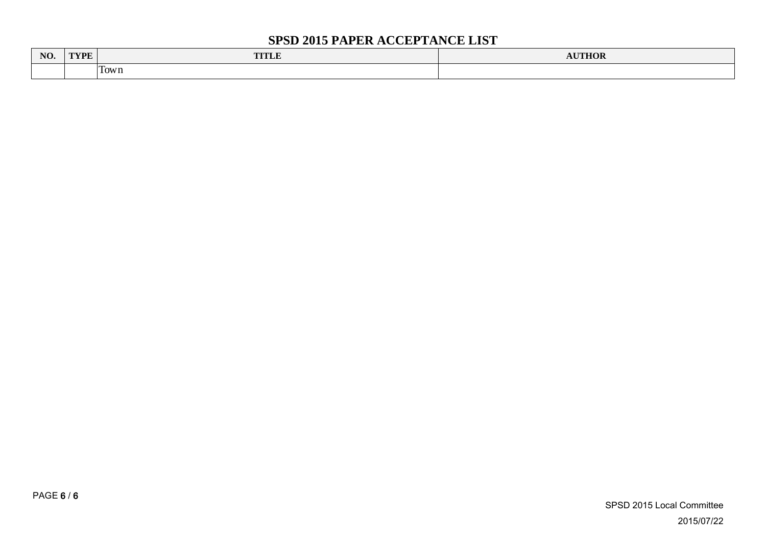# SPSD 2015 PAPER ACCEPTANCE LIST

| NO. | TYPE | TITLE | AUTHOR |
|---|---|---|---|
| | | Town | |

SPSD 2015 Local Committee

2015/07/22